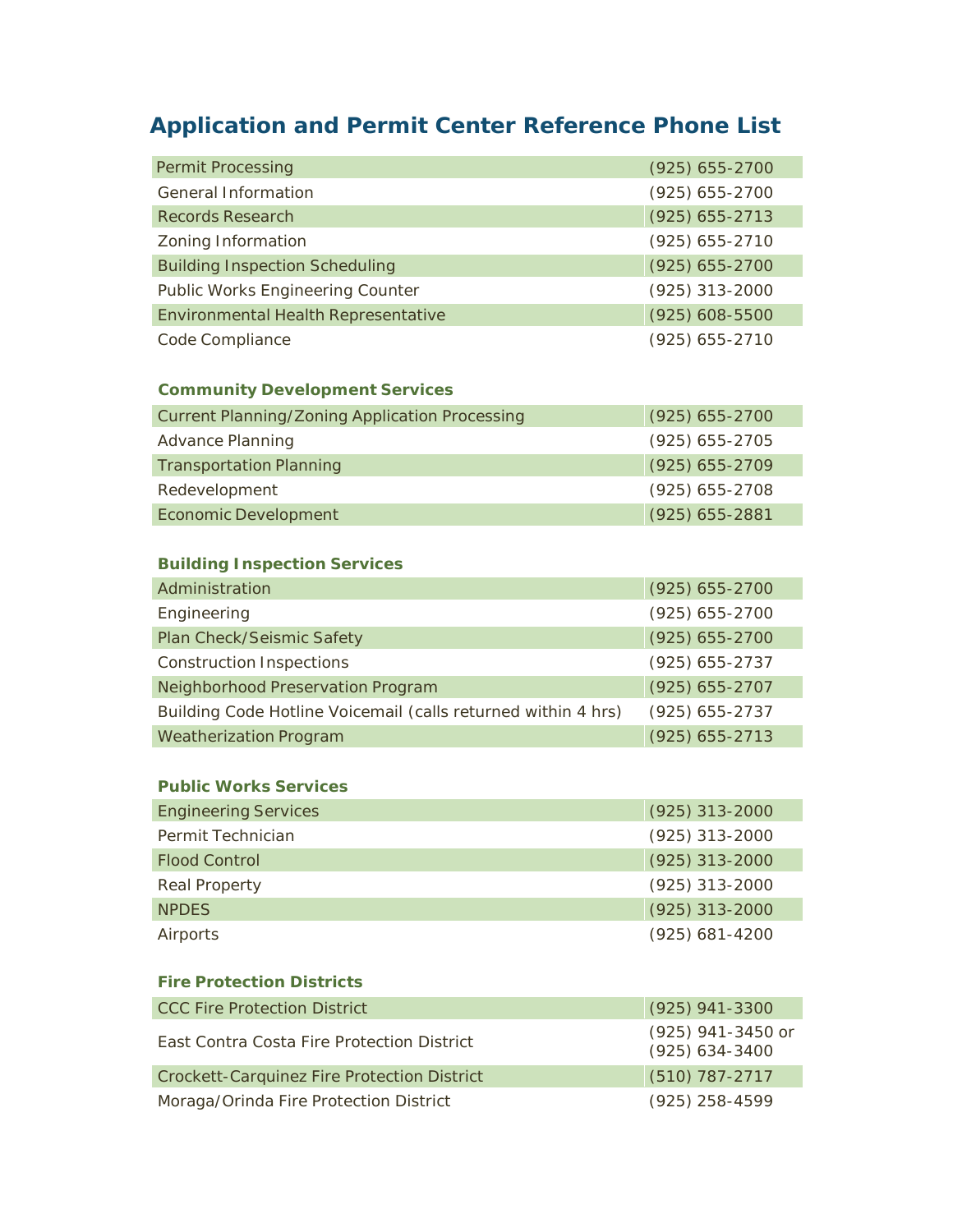# Application and Permit Center Reference Phone List

| | |
|---|---|
| Permit Processing | (925) 655-2700 |
| General Information | (925) 655-2700 |
| Records Research | (925) 655-2713 |
| Zoning Information | (925) 655-2710 |
| Building Inspection Scheduling | (925) 655-2700 |
| Public Works Engineering Counter | (925) 313-2000 |
| Environmental Health Representative | (925) 608-5500 |
| Code Compliance | (925) 655-2710 |

### Community Development Services

| | |
|---|---|
| Current Planning/Zoning Application Processing | (925) 655-2700 |
| Advance Planning | (925) 655-2705 |
| Transportation Planning | (925) 655-2709 |
| Redevelopment | (925) 655-2708 |
| Economic Development | (925) 655-2881 |

### Building Inspection Services

| | |
|---|---|
| Administration | (925) 655-2700 |
| Engineering | (925) 655-2700 |
| Plan Check/Seismic Safety | (925) 655-2700 |
| Construction Inspections | (925) 655-2737 |
| Neighborhood Preservation Program | (925) 655-2707 |
| Building Code Hotline Voicemail (calls returned within 4 hrs) | (925) 655-2737 |
| Weatherization Program | (925) 655-2713 |

### Public Works Services

| | |
|---|---|
| Engineering Services | (925) 313-2000 |
| Permit Technician | (925) 313-2000 |
| Flood Control | (925) 313-2000 |
| Real Property | (925) 313-2000 |
| NPDES | (925) 313-2000 |
| Airports | (925) 681-4200 |

### Fire Protection Districts

| | |
|---|---|
| CCC Fire Protection District | (925) 941-3300 |
| East Contra Costa Fire Protection District | (925) 941-3450 or (925) 634-3400 |
| Crockett-Carquinez Fire Protection District | (510) 787-2717 |
| Moraga/Orinda Fire Protection District | (925) 258-4599 |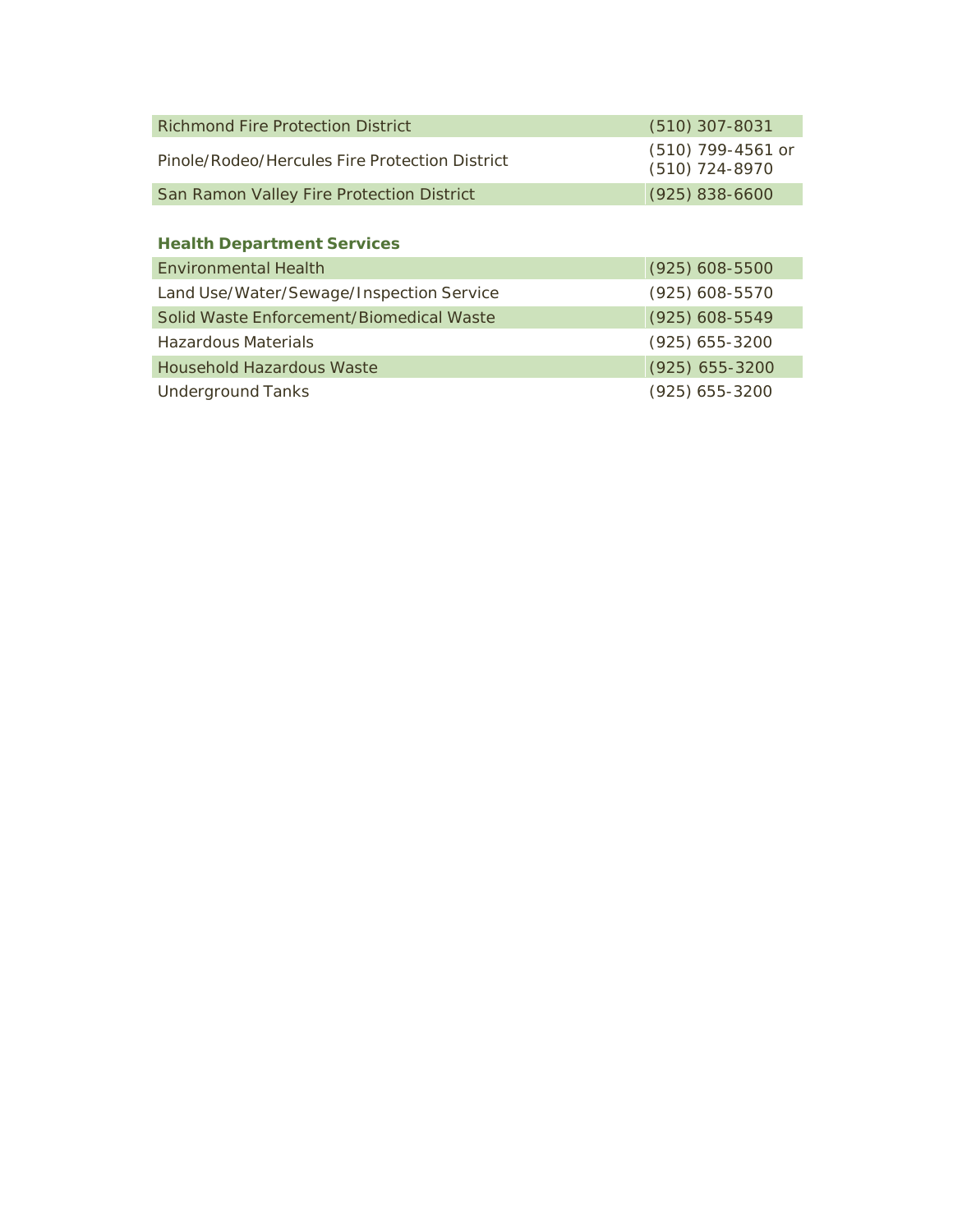| | |
|---|---|
| Richmond Fire Protection District | (510) 307-8031 |
| Pinole/Rodeo/Hercules Fire Protection District | (510) 799-4561 or (510) 724-8970 |
| San Ramon Valley Fire Protection District | (925) 838-6600 |

**Health Department Services**

| | |
|---|---|
| Environmental Health | (925) 608-5500 |
| Land Use/Water/Sewage/Inspection Service | (925) 608-5570 |
| Solid Waste Enforcement/Biomedical Waste | (925) 608-5549 |
| Hazardous Materials | (925) 655-3200 |
| Household Hazardous Waste | (925) 655-3200 |
| Underground Tanks | (925) 655-3200 |